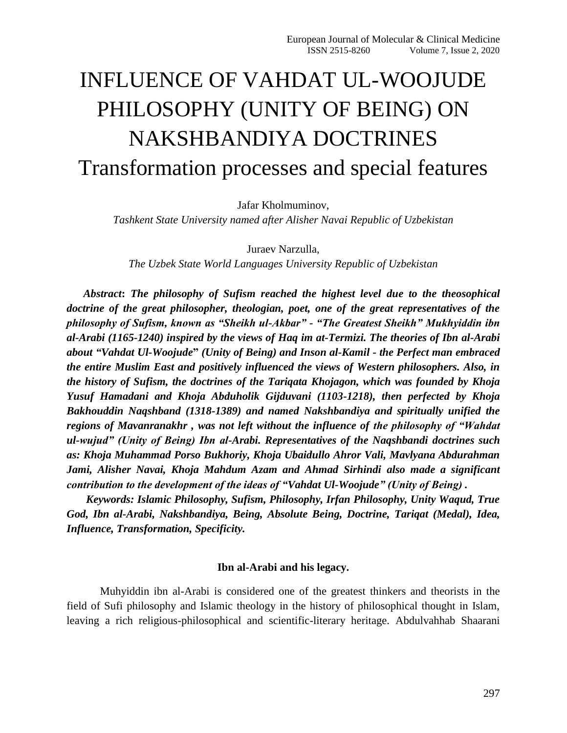# INFLUENCE OF VAHDAT UL-WOOJUDE PHILOSOPHY (UNITY OF BEING) ON NAKSHBANDIYA DOCTRINES

## Transformation processes and special features

Jafar Kholmuminov,
*Tashkent State University named after Alisher Navai Republic of Uzbekistan*

Juraev Narzulla,
*The Uzbek State World Languages University Republic of Uzbekistan*

***Abstract*: *The philosophy of Sufism reached the highest level due to the theosophical doctrine of the great philosopher, theologian, poet, one of the great representatives of the philosophy of Sufism, known as "Sheikh ul-Akbar" - "The Greatest Sheikh" Mukhyiddin ibn al-Arabi (1165-1240) inspired by the views of Haq im at-Termizi. The theories of Ibn al-Arabi about "Vahdat Ul-Woojude" (Unity of Being) and Inson al-Kamil - the Perfect man embraced the entire Muslim East and positively influenced the views of Western philosophers. Also, in the history of Sufism, the doctrines of the Tariqata Khojagon, which was founded by Khoja Yusuf Hamadani and Khoja Abduholik Gijduvani (1103-1218), then perfected by Khoja Bakhouddin Naqshband (1318-1389) and named Nakshbandiya and spiritually unified the regions of Mavanranakhr , was not left without the influence of the philosophy of "Wahdat ul-wujud" (Unity of Being) Ibn al-Arabi. Representatives of the Naqshbandi doctrines such as: Khoja Muhammad Porso Bukhoriy, Khoja Ubaidullo Ahror Vali, Mavlyana Abdurahman Jami, Alisher Navai, Khoja Mahdum Azam and Ahmad Sirhindi also made a significant contribution to the development of the ideas of "Vahdat Ul-Woojude" (Unity of Being) .***

***Keywords: Islamic Philosophy, Sufism, Philosophy, Irfan Philosophy, Unity Waqud, True God, Ibn al-Arabi, Nakshbandiya, Being, Absolute Being, Doctrine, Tariqat (Medal), Idea, Influence, Transformation, Specificity.***

**Ibn al-Arabi and his legacy.**

Muhyiddin ibn al-Arabi is considered one of the greatest thinkers and theorists in the field of Sufi philosophy and Islamic theology in the history of philosophical thought in Islam, leaving a rich religious-philosophical and scientific-literary heritage. Abdulvahhab Shaarani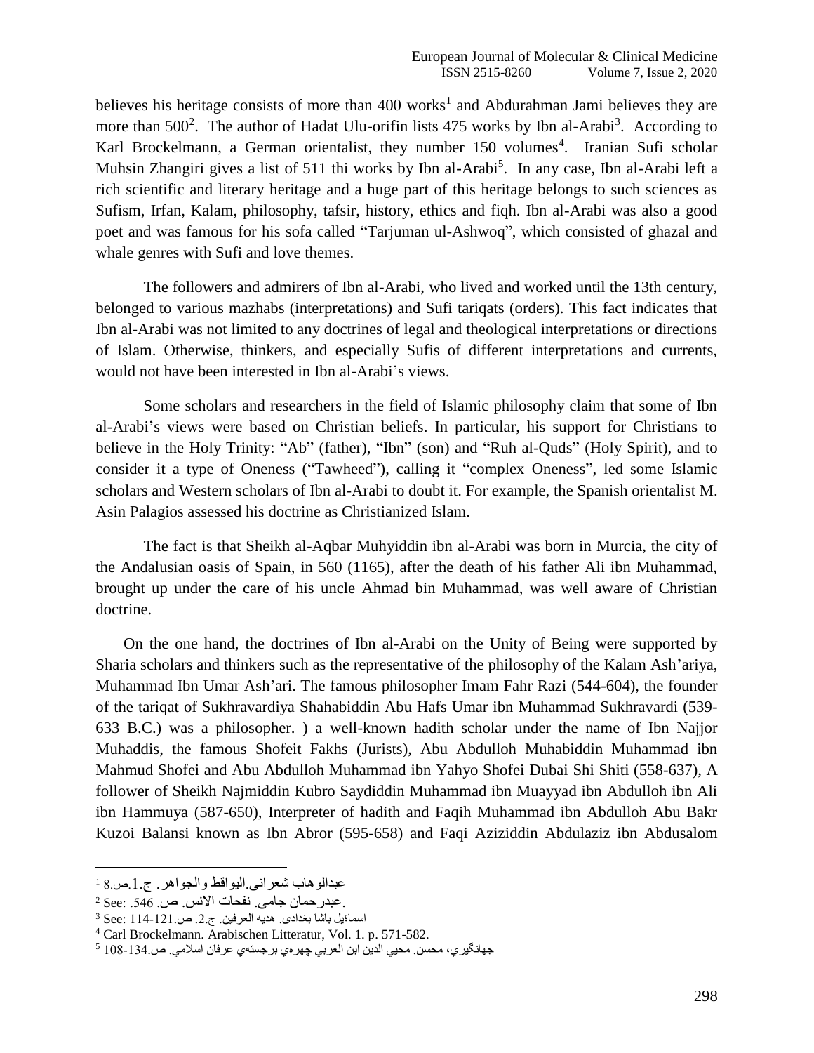believes his heritage consists of more than 400 works[1] and Abdurahman Jami believes they are more than 500[2]. The author of Hadat Ulu-orifin lists 475 works by Ibn al-Arabi[3]. According to Karl Brockelmann, a German orientalist, they number 150 volumes[4]. Iranian Sufi scholar Muhsin Zhangiri gives a list of 511 thi works by Ibn al-Arabi[5]. In any case, Ibn al-Arabi left a rich scientific and literary heritage and a huge part of this heritage belongs to such sciences as Sufism, Irfan, Kalam, philosophy, tafsir, history, ethics and fiqh. Ibn al-Arabi was also a good poet and was famous for his sofa called "Tarjuman ul-Ashwoq", which consisted of ghazal and whale genres with Sufi and love themes.

The followers and admirers of Ibn al-Arabi, who lived and worked until the 13th century, belonged to various mazhabs (interpretations) and Sufi tariqats (orders). This fact indicates that Ibn al-Arabi was not limited to any doctrines of legal and theological interpretations or directions of Islam. Otherwise, thinkers, and especially Sufis of different interpretations and currents, would not have been interested in Ibn al-Arabi's views.

Some scholars and researchers in the field of Islamic philosophy claim that some of Ibn al-Arabi's views were based on Christian beliefs. In particular, his support for Christians to believe in the Holy Trinity: "Ab" (father), "Ibn" (son) and "Ruh al-Quds" (Holy Spirit), and to consider it a type of Oneness ("Tawheed"), calling it "complex Oneness", led some Islamic scholars and Western scholars of Ibn al-Arabi to doubt it. For example, the Spanish orientalist M. Asin Palagios assessed his doctrine as Christianized Islam.

The fact is that Sheikh al-Aqbar Muhyiddin ibn al-Arabi was born in Murcia, the city of the Andalusian oasis of Spain, in 560 (1165), after the death of his father Ali ibn Muhammad, brought up under the care of his uncle Ahmad bin Muhammad, was well aware of Christian doctrine.

On the one hand, the doctrines of Ibn al-Arabi on the Unity of Being were supported by Sharia scholars and thinkers such as the representative of the philosophy of the Kalam Ash'ariya, Muhammad Ibn Umar Ash'ari. The famous philosopher Imam Fahr Razi (544-604), the founder of the tariqat of Sukhravardiya Shahabiddin Abu Hafs Umar ibn Muhammad Sukhravardi (539-633 B.C.) was a philosopher. ) a well-known hadith scholar under the name of Ibn Najjor Muhaddis, the famous Shofeit Fakhs (Jurists), Abu Abdulloh Muhabiddin Muhammad ibn Mahmud Shofei and Abu Abdulloh Muhammad ibn Yahyo Shofei Dubai Shi Shiti (558-637), A follower of Sheikh Najmiddin Kubro Saydiddin Muhammad ibn Muayyad ibn Abdulloh ibn Ali ibn Hammuya (587-650), Interpreter of hadith and Faqih Muhammad ibn Abdulloh Abu Bakr Kuzoi Balansi known as Ibn Abror (595-658) and Faqi Aziziddin Abdulaziz ibn Abdusalom

---

[1] عبدالوهاب شعرانی.الیواقط والجواهر. ج.1.ص.8

[2] See: .546 .عبدرحمان جامی. نفحات الانس. ص

[3] See: 114-121.اسماٸیل باشا بغدادی. هدیه العرفین. ج.2. ص

[4] Carl Brockelmann. Arabischen Litteratur, Vol. 1. p. 571-582.

[5] جهانگیري، محسن. محيي الدين ابن العربي چهرهٔي برجستهٔي عرفان اسلامي. ص.134-108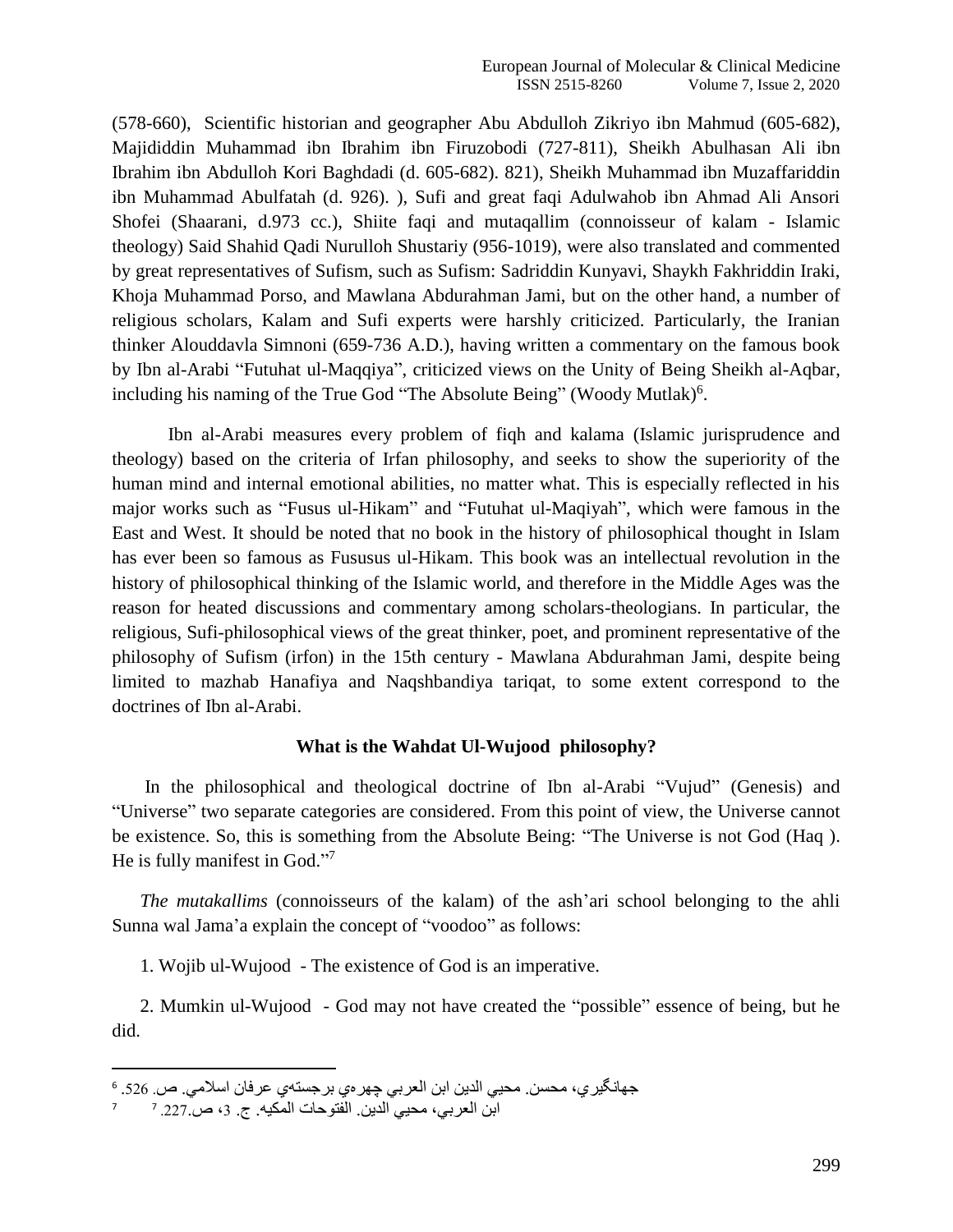(578-660), Scientific historian and geographer Abu Abdulloh Zikriyo ibn Mahmud (605-682), Majididdin Muhammad ibn Ibrahim ibn Firuzobodi (727-811), Sheikh Abulhasan Ali ibn Ibrahim ibn Abdulloh Kori Baghdadi (d. 605-682). 821), Sheikh Muhammad ibn Muzaffariddin ibn Muhammad Abulfatah (d. 926). ), Sufi and great faqi Adulwahob ibn Ahmad Ali Ansori Shofei (Shaarani, d.973 cc.), Shiite faqi and mutaqallim (connoisseur of kalam - Islamic theology) Said Shahid Qadi Nurulloh Shustariy (956-1019), were also translated and commented by great representatives of Sufism, such as Sufism: Sadriddin Kunyavi, Shaykh Fakhriddin Iraki, Khoja Muhammad Porso, and Mawlana Abdurahman Jami, but on the other hand, a number of religious scholars, Kalam and Sufi experts were harshly criticized. Particularly, the Iranian thinker Alouddavla Simnoni (659-736 A.D.), having written a commentary on the famous book by Ibn al-Arabi "Futuhat ul-Maqqiya", criticized views on the Unity of Being Sheikh al-Aqbar, including his naming of the True God "The Absolute Being" (Woody Mutlak)[6].

Ibn al-Arabi measures every problem of fiqh and kalama (Islamic jurisprudence and theology) based on the criteria of Irfan philosophy, and seeks to show the superiority of the human mind and internal emotional abilities, no matter what. This is especially reflected in his major works such as "Fusus ul-Hikam" and "Futuhat ul-Maqiyah", which were famous in the East and West. It should be noted that no book in the history of philosophical thought in Islam has ever been so famous as Fususus ul-Hikam. This book was an intellectual revolution in the history of philosophical thinking of the Islamic world, and therefore in the Middle Ages was the reason for heated discussions and commentary among scholars-theologians. In particular, the religious, Sufi-philosophical views of the great thinker, poet, and prominent representative of the philosophy of Sufism (irfon) in the 15th century - Mawlana Abdurahman Jami, despite being limited to mazhab Hanafiya and Naqshbandiya tariqat, to some extent correspond to the doctrines of Ibn al-Arabi.

**What is the Wahdat Ul-Wujood philosophy?**

In the philosophical and theological doctrine of Ibn al-Arabi "Vujud" (Genesis) and "Universe" two separate categories are considered. From this point of view, the Universe cannot be existence. So, this is something from the Absolute Being: "The Universe is not God (Haq ). He is fully manifest in God."[7]

*The mutakallims* (connoisseurs of the kalam) of the ash'ari school belonging to the ahli Sunna wal Jama'a explain the concept of "voodoo" as follows:

1. Wojib ul-Wujood - The existence of God is an imperative.

2. Mumkin ul-Wujood - God may not have created the "possible" essence of being, but he did.

---

[6] جهانگيري، محسن. محيي الدين ابن العربي چهرهي برجستهي عرفان اسلامي. ص. 526.

[7] ابن العربي، محيي الدين. الفتوحات المكيه. ج. 3، ص.227.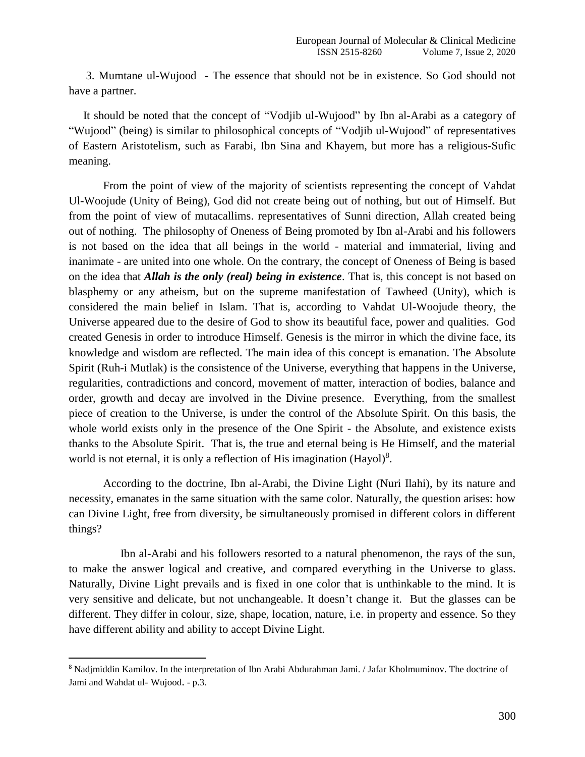3. Mumtane ul-Wujood - The essence that should not be in existence. So God should not have a partner.

It should be noted that the concept of "Vodjib ul-Wujood" by Ibn al-Arabi as a category of "Wujood" (being) is similar to philosophical concepts of "Vodjib ul-Wujood" of representatives of Eastern Aristotelism, such as Farabi, Ibn Sina and Khayem, but more has a religious-Sufic meaning.

From the point of view of the majority of scientists representing the concept of Vahdat Ul-Woojude (Unity of Being), God did not create being out of nothing, but out of Himself. But from the point of view of mutacallims. representatives of Sunni direction, Allah created being out of nothing. The philosophy of Oneness of Being promoted by Ibn al-Arabi and his followers is not based on the idea that all beings in the world - material and immaterial, living and inanimate - are united into one whole. On the contrary, the concept of Oneness of Being is based on the idea that ***Allah is the only (real) being in existence***. That is, this concept is not based on blasphemy or any atheism, but on the supreme manifestation of Tawheed (Unity), which is considered the main belief in Islam. That is, according to Vahdat Ul-Woojude theory, the Universe appeared due to the desire of God to show its beautiful face, power and qualities. God created Genesis in order to introduce Himself. Genesis is the mirror in which the divine face, its knowledge and wisdom are reflected. The main idea of this concept is emanation. The Absolute Spirit (Ruh-i Mutlak) is the consistence of the Universe, everything that happens in the Universe, regularities, contradictions and concord, movement of matter, interaction of bodies, balance and order, growth and decay are involved in the Divine presence. Everything, from the smallest piece of creation to the Universe, is under the control of the Absolute Spirit. On this basis, the whole world exists only in the presence of the One Spirit - the Absolute, and existence exists thanks to the Absolute Spirit. That is, the true and eternal being is He Himself, and the material world is not eternal, it is only a reflection of His imagination (Hayol)[8].

According to the doctrine, Ibn al-Arabi, the Divine Light (Nuri Ilahi), by its nature and necessity, emanates in the same situation with the same color. Naturally, the question arises: how can Divine Light, free from diversity, be simultaneously promised in different colors in different things?

Ibn al-Arabi and his followers resorted to a natural phenomenon, the rays of the sun, to make the answer logical and creative, and compared everything in the Universe to glass. Naturally, Divine Light prevails and is fixed in one color that is unthinkable to the mind. It is very sensitive and delicate, but not unchangeable. It doesn't change it. But the glasses can be different. They differ in colour, size, shape, location, nature, i.e. in property and essence. So they have different ability and ability to accept Divine Light.

---

[8] Nadjmiddin Kamilov. In the interpretation of Ibn Arabi Abdurahman Jami. / Jafar Kholmuminov. The doctrine of Jami and Wahdat ul- Wujood. - p.3.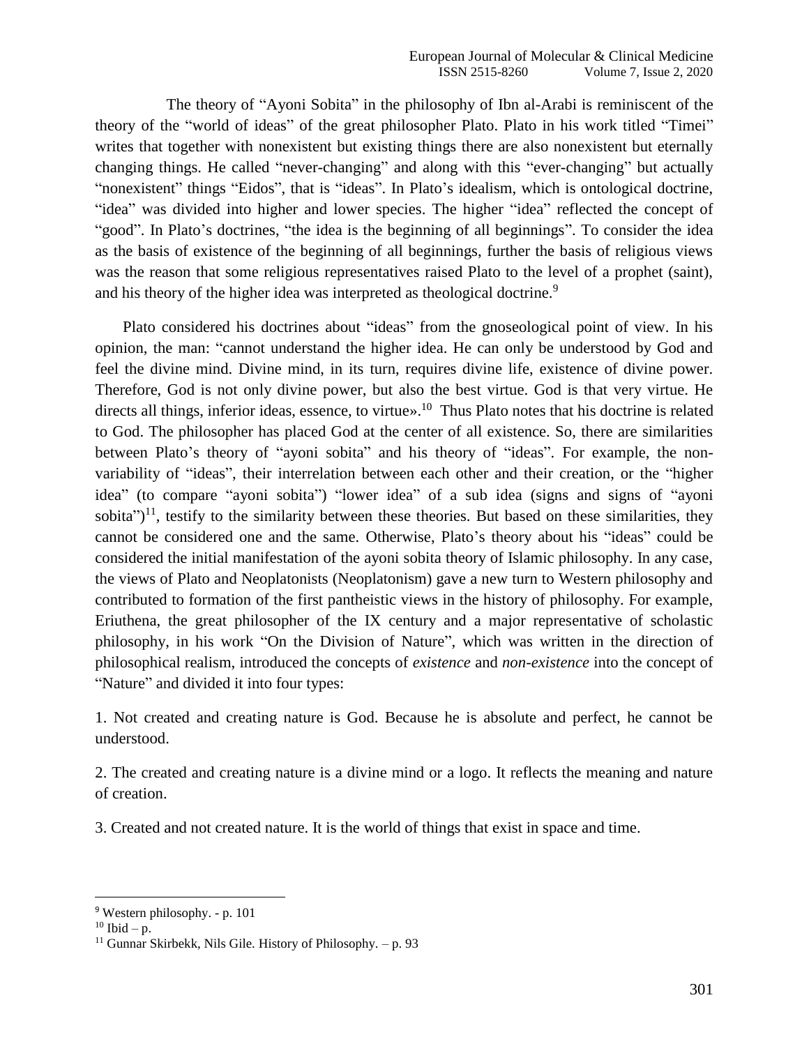The theory of "Ayoni Sobita" in the philosophy of Ibn al-Arabi is reminiscent of the theory of the "world of ideas" of the great philosopher Plato. Plato in his work titled "Timei" writes that together with nonexistent but existing things there are also nonexistent but eternally changing things. He called "never-changing" and along with this "ever-changing" but actually "nonexistent" things "Eidos", that is "ideas". In Plato's idealism, which is ontological doctrine, "idea" was divided into higher and lower species. The higher "idea" reflected the concept of "good". In Plato's doctrines, "the idea is the beginning of all beginnings". To consider the idea as the basis of existence of the beginning of all beginnings, further the basis of religious views was the reason that some religious representatives raised Plato to the level of a prophet (saint), and his theory of the higher idea was interpreted as theological doctrine.[9]

Plato considered his doctrines about "ideas" from the gnoseological point of view. In his opinion, the man: "cannot understand the higher idea. He can only be understood by God and feel the divine mind. Divine mind, in its turn, requires divine life, existence of divine power. Therefore, God is not only divine power, but also the best virtue. God is that very virtue. He directs all things, inferior ideas, essence, to virtue».[10] Thus Plato notes that his doctrine is related to God. The philosopher has placed God at the center of all existence. So, there are similarities between Plato's theory of "ayoni sobita" and his theory of "ideas". For example, the non-variability of "ideas", their interrelation between each other and their creation, or the "higher idea" (to compare "ayoni sobita") "lower idea" of a sub idea (signs and signs of "ayoni sobita")[11], testify to the similarity between these theories. But based on these similarities, they cannot be considered one and the same. Otherwise, Plato's theory about his "ideas" could be considered the initial manifestation of the ayoni sobita theory of Islamic philosophy. In any case, the views of Plato and Neoplatonists (Neoplatonism) gave a new turn to Western philosophy and contributed to formation of the first pantheistic views in the history of philosophy. For example, Eriuthena, the great philosopher of the IX century and a major representative of scholastic philosophy, in his work "On the Division of Nature", which was written in the direction of philosophical realism, introduced the concepts of *existence* and *non-existence* into the concept of "Nature" and divided it into four types:

1. Not created and creating nature is God. Because he is absolute and perfect, he cannot be understood.

2. The created and creating nature is a divine mind or a logo. It reflects the meaning and nature of creation.

3. Created and not created nature. It is the world of things that exist in space and time.

---

[9] Western philosophy. - p. 101

[10] Ibid – p.

[11] Gunnar Skirbekk, Nils Gile. History of Philosophy. – p. 93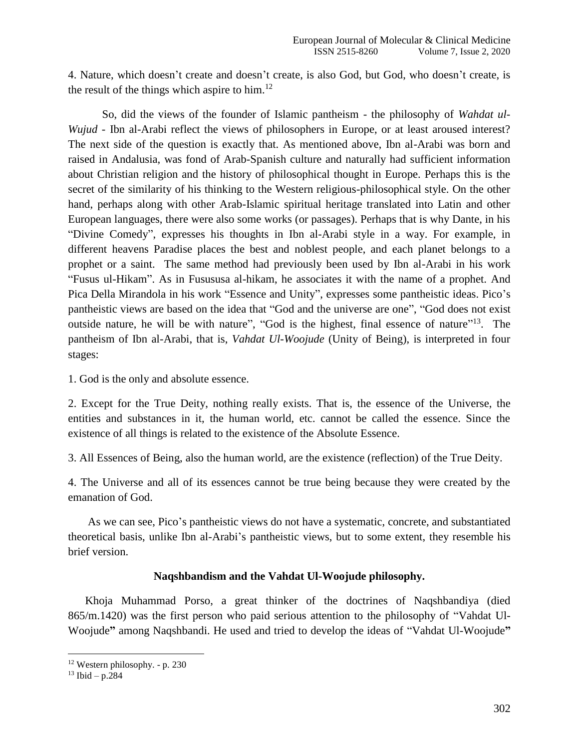4. Nature, which doesn't create and doesn't create, is also God, but God, who doesn't create, is the result of the things which aspire to him.[12]

So, did the views of the founder of Islamic pantheism - the philosophy of *Wahdat ul-Wujud* - Ibn al-Arabi reflect the views of philosophers in Europe, or at least aroused interest? The next side of the question is exactly that. As mentioned above, Ibn al-Arabi was born and raised in Andalusia, was fond of Arab-Spanish culture and naturally had sufficient information about Christian religion and the history of philosophical thought in Europe. Perhaps this is the secret of the similarity of his thinking to the Western religious-philosophical style. On the other hand, perhaps along with other Arab-Islamic spiritual heritage translated into Latin and other European languages, there were also some works (or passages). Perhaps that is why Dante, in his "Divine Comedy", expresses his thoughts in Ibn al-Arabi style in a way. For example, in different heavens Paradise places the best and noblest people, and each planet belongs to a prophet or a saint. The same method had previously been used by Ibn al-Arabi in his work "Fusus ul-Hikam". As in Fusususa al-hikam, he associates it with the name of a prophet. And Pica Della Mirandola in his work "Essence and Unity", expresses some pantheistic ideas. Pico's pantheistic views are based on the idea that "God and the universe are one", "God does not exist outside nature, he will be with nature", "God is the highest, final essence of nature"[13]. The pantheism of Ibn al-Arabi, that is, *Vahdat Ul-Woojude* (Unity of Being), is interpreted in four stages:

1. God is the only and absolute essence.

2. Except for the True Deity, nothing really exists. That is, the essence of the Universe, the entities and substances in it, the human world, etc. cannot be called the essence. Since the existence of all things is related to the existence of the Absolute Essence.

3. All Essences of Being, also the human world, are the existence (reflection) of the True Deity.

4. The Universe and all of its essences cannot be true being because they were created by the emanation of God.

As we can see, Pico's pantheistic views do not have a systematic, concrete, and substantiated theoretical basis, unlike Ibn al-Arabi's pantheistic views, but to some extent, they resemble his brief version.

## Naqshbandism and the Vahdat Ul-Woojude philosophy.

Khoja Muhammad Porso, a great thinker of the doctrines of Naqshbandiya (died 865/m.1420) was the first person who paid serious attention to the philosophy of "Vahdat Ul-Woojude**"** among Naqshbandi. He used and tried to develop the ideas of "Vahdat Ul-Woojude**"**

---

[12] Western philosophy. - p. 230

[13] Ibid – p.284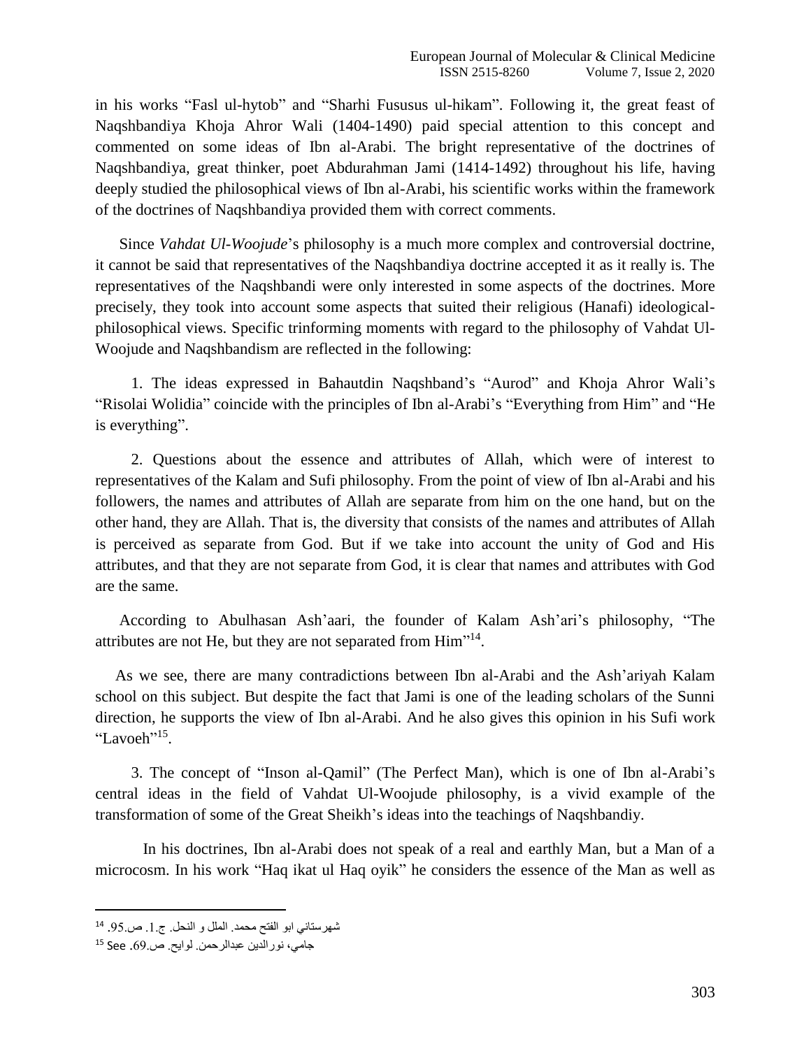in his works “Fasl ul-hytob” and “Sharhi Fususus ul-hikam”. Following it, the great feast of Naqshbandiya Khoja Ahror Wali (1404-1490) paid special attention to this concept and commented on some ideas of Ibn al-Arabi. The bright representative of the doctrines of Naqshbandiya, great thinker, poet Abdurahman Jami (1414-1492) throughout his life, having deeply studied the philosophical views of Ibn al-Arabi, his scientific works within the framework of the doctrines of Naqshbandiya provided them with correct comments.

Since *Vahdat Ul-Woojude*’s philosophy is a much more complex and controversial doctrine, it cannot be said that representatives of the Naqshbandiya doctrine accepted it as it really is. The representatives of the Naqshbandi were only interested in some aspects of the doctrines. More precisely, they took into account some aspects that suited their religious (Hanafi) ideological-philosophical views. Specific trinforming moments with regard to the philosophy of Vahdat Ul-Woojude and Naqshbandism are reflected in the following:

1. The ideas expressed in Bahautdin Naqshband’s “Aurod” and Khoja Ahror Wali’s “Risolai Wolidia” coincide with the principles of Ibn al-Arabi’s “Everything from Him” and “He is everything”.

2. Questions about the essence and attributes of Allah, which were of interest to representatives of the Kalam and Sufi philosophy. From the point of view of Ibn al-Arabi and his followers, the names and attributes of Allah are separate from him on the one hand, but on the other hand, they are Allah. That is, the diversity that consists of the names and attributes of Allah is perceived as separate from God. But if we take into account the unity of God and His attributes, and that they are not separate from God, it is clear that names and attributes with God are the same.

According to Abulhasan Ash’aari, the founder of Kalam Ash’ari’s philosophy, “The attributes are not He, but they are not separated from Him”[14].

As we see, there are many contradictions between Ibn al-Arabi and the Ash’ariyah Kalam school on this subject. But despite the fact that Jami is one of the leading scholars of the Sunni direction, he supports the view of Ibn al-Arabi. And he also gives this opinion in his Sufi work “Lavoeh”[15].

3. The concept of “Inson al-Qamil” (The Perfect Man), which is one of Ibn al-Arabi’s central ideas in the field of Vahdat Ul-Woojude philosophy, is a vivid example of the transformation of some of the Great Sheikh’s ideas into the teachings of Naqshbandiy.

In his doctrines, Ibn al-Arabi does not speak of a real and earthly Man, but a Man of a microcosm. In his work “Haq ikat ul Haq oyik” he considers the essence of the Man as well as

---

[14] شهرستاني ابو الفتح محمد. الملل و النحل. ج.1. ص.95.

[15] See جامي، نورالدين عبدالرحمن. لوايح. ص.69.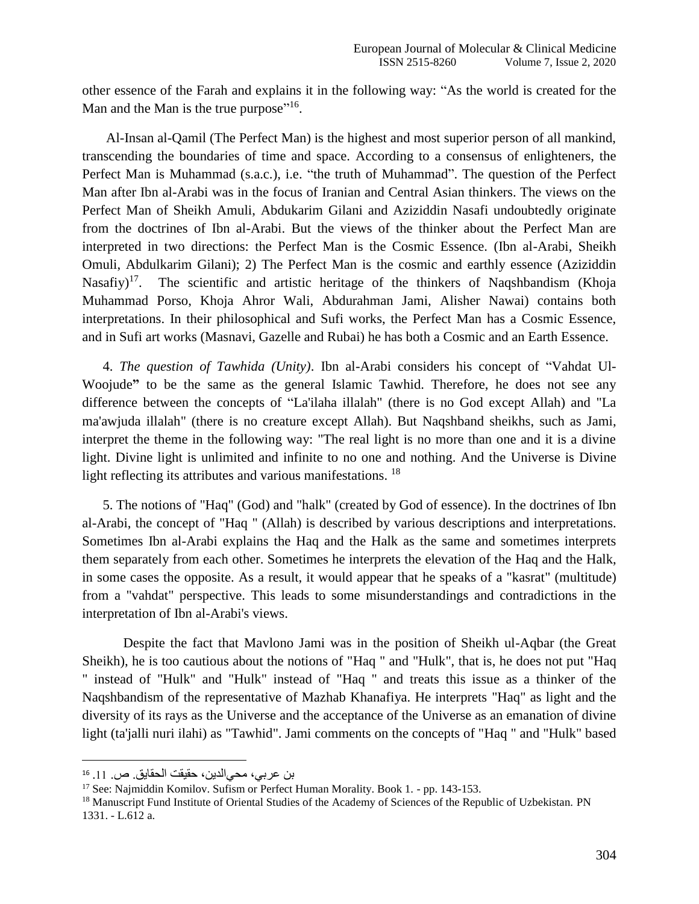other essence of the Farah and explains it in the following way: "As the world is created for the Man and the Man is the true purpose"[16].

Al-Insan al-Qamil (The Perfect Man) is the highest and most superior person of all mankind, transcending the boundaries of time and space. According to a consensus of enlighteners, the Perfect Man is Muhammad (s.a.c.), i.e. "the truth of Muhammad". The question of the Perfect Man after Ibn al-Arabi was in the focus of Iranian and Central Asian thinkers. The views on the Perfect Man of Sheikh Amuli, Abdukarim Gilani and Aziziddin Nasafi undoubtedly originate from the doctrines of Ibn al-Arabi. But the views of the thinker about the Perfect Man are interpreted in two directions: the Perfect Man is the Cosmic Essence. (Ibn al-Arabi, Sheikh Omuli, Abdulkarim Gilani); 2) The Perfect Man is the cosmic and earthly essence (Aziziddin Nasafiy)[17]. The scientific and artistic heritage of the thinkers of Naqshbandism (Khoja Muhammad Porso, Khoja Ahror Wali, Abdurahman Jami, Alisher Nawai) contains both interpretations. In their philosophical and Sufi works, the Perfect Man has a Cosmic Essence, and in Sufi art works (Masnavi, Gazelle and Rubai) he has both a Cosmic and an Earth Essence.

4. *The question of Tawhida (Unity)*. Ibn al-Arabi considers his concept of "Vahdat Ul-Woojude**"** to be the same as the general Islamic Tawhid. Therefore, he does not see any difference between the concepts of "La'ilaha illalah" (there is no God except Allah) and "La ma'awjuda illalah" (there is no creature except Allah). But Naqshband sheikhs, such as Jami, interpret the theme in the following way: "The real light is no more than one and it is a divine light. Divine light is unlimited and infinite to no one and nothing. And the Universe is Divine light reflecting its attributes and various manifestations. [18]

5. The notions of "Haq" (God) and "halk" (created by God of essence). In the doctrines of Ibn al-Arabi, the concept of "Haq " (Allah) is described by various descriptions and interpretations. Sometimes Ibn al-Arabi explains the Haq and the Halk as the same and sometimes interprets them separately from each other. Sometimes he interprets the elevation of the Haq and the Halk, in some cases the opposite. As a result, it would appear that he speaks of a "kasrat" (multitude) from a "vahdat" perspective. This leads to some misunderstandings and contradictions in the interpretation of Ibn al-Arabi's views.

Despite the fact that Mavlono Jami was in the position of Sheikh ul-Aqbar (the Great Sheikh), he is too cautious about the notions of "Haq " and "Hulk", that is, he does not put "Haq " instead of "Hulk" and "Hulk" instead of "Haq " and treats this issue as a thinker of the Naqshbandism of the representative of Mazhab Khanafiya. He interprets "Haq" as light and the diversity of its rays as the Universe and the acceptance of the Universe as an emanation of divine light (ta'jalli nuri ilahi) as "Tawhid". Jami comments on the concepts of "Haq " and "Hulk" based

---

[16] بن عربي، محيالدين، حقيقت الحقايق. ص. 11.

[17] See: Najmiddin Komilov. Sufism or Perfect Human Morality. Book 1. - pp. 143-153.

[18] Manuscript Fund Institute of Oriental Studies of the Academy of Sciences of the Republic of Uzbekistan. PN 1331. - L.612 a.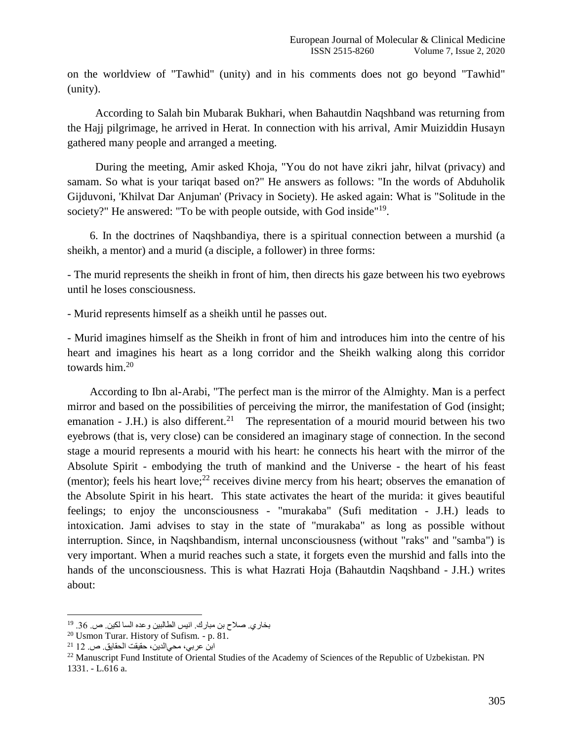on the worldview of "Tawhid" (unity) and in his comments does not go beyond "Tawhid" (unity).

According to Salah bin Mubarak Bukhari, when Bahautdin Naqshband was returning from the Hajj pilgrimage, he arrived in Herat. In connection with his arrival, Amir Muiziddin Husayn gathered many people and arranged a meeting.

During the meeting, Amir asked Khoja, "You do not have zikri jahr, hilvat (privacy) and samam. So what is your tariqat based on?" He answers as follows: "In the words of Abduholik Gijduvoni, 'Khilvat Dar Anjuman' (Privacy in Society). He asked again: What is "Solitude in the society?" He answered: "To be with people outside, with God inside"[19].

6. In the doctrines of Naqshbandiya, there is a spiritual connection between a murshid (a sheikh, a mentor) and a murid (a disciple, a follower) in three forms:

- The murid represents the sheikh in front of him, then directs his gaze between his two eyebrows until he loses consciousness.

- Murid represents himself as a sheikh until he passes out.

- Murid imagines himself as the Sheikh in front of him and introduces him into the centre of his heart and imagines his heart as a long corridor and the Sheikh walking along this corridor towards him.[20]

According to Ibn al-Arabi, "The perfect man is the mirror of the Almighty. Man is a perfect mirror and based on the possibilities of perceiving the mirror, the manifestation of God (insight; emanation - J.H.) is also different.[21] The representation of a mourid mourid between his two eyebrows (that is, very close) can be considered an imaginary stage of connection. In the second stage a mourid represents a mourid with his heart: he connects his heart with the mirror of the Absolute Spirit - embodying the truth of mankind and the Universe - the heart of his feast (mentor); feels his heart love;[22] receives divine mercy from his heart; observes the emanation of the Absolute Spirit in his heart. This state activates the heart of the murida: it gives beautiful feelings; to enjoy the unconsciousness - "murakaba" (Sufi meditation - J.H.) leads to intoxication. Jami advises to stay in the state of "murakaba" as long as possible without interruption. Since, in Naqshbandism, internal unconsciousness (without "raks" and "samba") is very important. When a murid reaches such a state, it forgets even the murshid and falls into the hands of the unconsciousness. This is what Hazrati Hoja (Bahautdin Naqshband - J.H.) writes about:

---

[19] بخاري. صلاح بن مبارك. انيس الطالبين وعده السا لكين. ص. 36.

[20] Usmon Turar. History of Sufism. - p. 81.

[21] ابن عربي، محيالدين، حقيقت الحقايق. ص. 12

[22] Manuscript Fund Institute of Oriental Studies of the Academy of Sciences of the Republic of Uzbekistan. PN 1331. - L.616 a.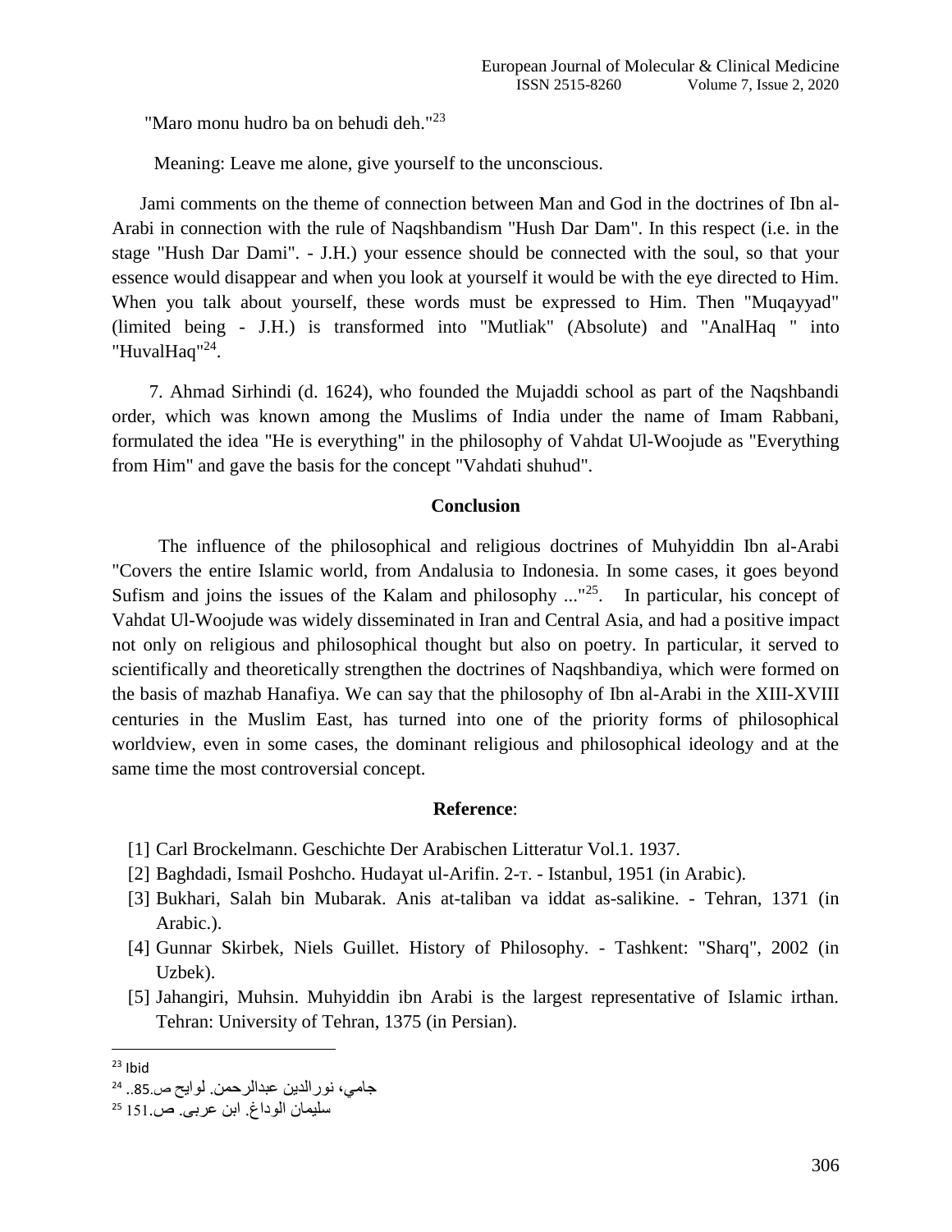"Maro monu hudro ba on behudi deh."[23]

Meaning: Leave me alone, give yourself to the unconscious.

Jami comments on the theme of connection between Man and God in the doctrines of Ibn al-Arabi in connection with the rule of Naqshbandism "Hush Dar Dam". In this respect (i.e. in the stage "Hush Dar Dami". - J.H.) your essence should be connected with the soul, so that your essence would disappear and when you look at yourself it would be with the eye directed to Him. When you talk about yourself, these words must be expressed to Him. Then "Muqayyad" (limited being - J.H.) is transformed into "Mutliak" (Absolute) and "AnalHaq " into "HuvalHaq"[24].

7. Ahmad Sirhindi (d. 1624), who founded the Mujaddi school as part of the Naqshbandi order, which was known among the Muslims of India under the name of Imam Rabbani, formulated the idea "He is everything" in the philosophy of Vahdat Ul-Woojude as "Everything from Him" and gave the basis for the concept "Vahdati shuhud".

## Conclusion

The influence of the philosophical and religious doctrines of Muhyiddin Ibn al-Arabi "Covers the entire Islamic world, from Andalusia to Indonesia. In some cases, it goes beyond Sufism and joins the issues of the Kalam and philosophy ..."[25]. In particular, his concept of Vahdat Ul-Woojude was widely disseminated in Iran and Central Asia, and had a positive impact not only on religious and philosophical thought but also on poetry. In particular, it served to scientifically and theoretically strengthen the doctrines of Naqshbandiya, which were formed on the basis of mazhab Hanafiya. We can say that the philosophy of Ibn al-Arabi in the XIII-XVIII centuries in the Muslim East, has turned into one of the priority forms of philosophical worldview, even in some cases, the dominant religious and philosophical ideology and at the same time the most controversial concept.

## Reference:

[1] Carl Brockelmann. Geschichte Der Arabischen Litteratur Vol.1. 1937.

[2] Baghdadi, Ismail Poshcho. Hudayat ul-Arifin. 2-т. - Istanbul, 1951 (in Arabic).

[3] Bukhari, Salah bin Mubarak. Anis at-taliban va iddat as-salikine. - Tehran, 1371 (in Arabic.).

[4] Gunnar Skirbek, Niels Guillet. History of Philosophy. - Tashkent: "Sharq", 2002 (in Uzbek).

[5] Jahangiri, Muhsin. Muhyiddin ibn Arabi is the largest representative of Islamic irthan. Tehran: University of Tehran, 1375 (in Persian).

---

[23] Ibid

[24] جامي، نورالدين عبدالرحمن. لوايح ص.85..

[25] سليمان الوداغ. ابن عربى. ص.151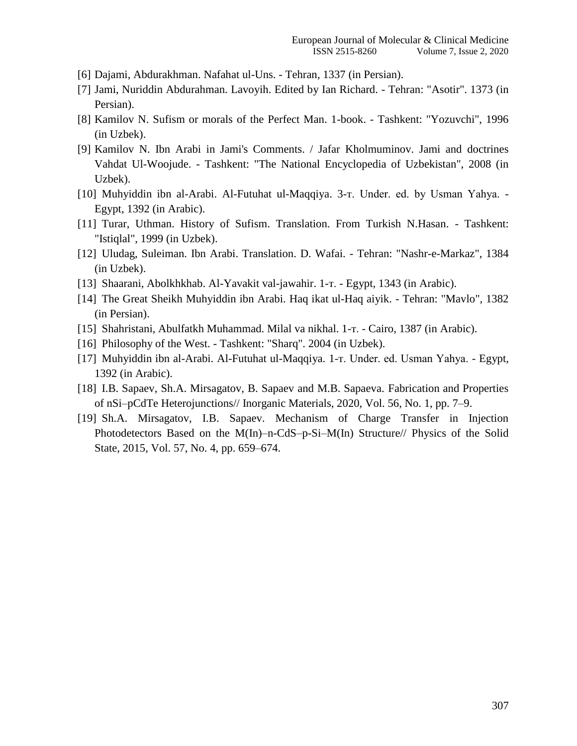[6] Dajami, Abdurakhman. Nafahat ul-Uns. - Tehran, 1337 (in Persian).

[7] Jami, Nuriddin Abdurahman. Lavoyih. Edited by Ian Richard. - Tehran: "Asotir". 1373 (in Persian).

[8] Kamilov N. Sufism or morals of the Perfect Man. 1-book. - Tashkent: "Yozuvchi", 1996 (in Uzbek).

[9] Kamilov N. Ibn Arabi in Jami's Comments. / Jafar Kholmuminov. Jami and doctrines Vahdat Ul-Woojude. - Tashkent: "The National Encyclopedia of Uzbekistan", 2008 (in Uzbek).

[10] Muhyiddin ibn al-Arabi. Al-Futuhat ul-Maqqiya. 3-т. Under. ed. by Usman Yahya. - Egypt, 1392 (in Arabic).

[11] Turar, Uthman. History of Sufism. Translation. From Turkish N.Hasan. - Tashkent: "Istiqlal", 1999 (in Uzbek).

[12] Uludag, Suleiman. Ibn Arabi. Translation. D. Wafai. - Tehran: "Nashr-e-Markaz", 1384 (in Uzbek).

[13] Shaarani, Abolkhkhab. Al-Yavakit val-jawahir. 1-т. - Egypt, 1343 (in Arabic).

[14] The Great Sheikh Muhyiddin ibn Arabi. Haq ikat ul-Haq aiyik. - Tehran: "Mavlo", 1382 (in Persian).

[15] Shahristani, Abulfatkh Muhammad. Milal va nikhal. 1-т. - Cairo, 1387 (in Arabic).

[16] Philosophy of the West. - Tashkent: "Sharq". 2004 (in Uzbek).

[17] Muhyiddin ibn al-Arabi. Al-Futuhat ul-Maqqiya. 1-т. Under. ed. Usman Yahya. - Egypt, 1392 (in Arabic).

[18] I.B. Sapaev, Sh.A. Mirsagatov, B. Sapaev and M.B. Sapaeva. Fabrication and Properties of nSi–pCdTe Heterojunctions// Inorganic Materials, 2020, Vol. 56, No. 1, pp. 7–9.

[19] Sh.A. Mirsagatov, I.B. Sapaev. Mechanism of Charge Transfer in Injection Photodetectors Based on the M(In)–n-CdS–p-Si–M(In) Structure// Physics of the Solid State, 2015, Vol. 57, No. 4, pp. 659–674.